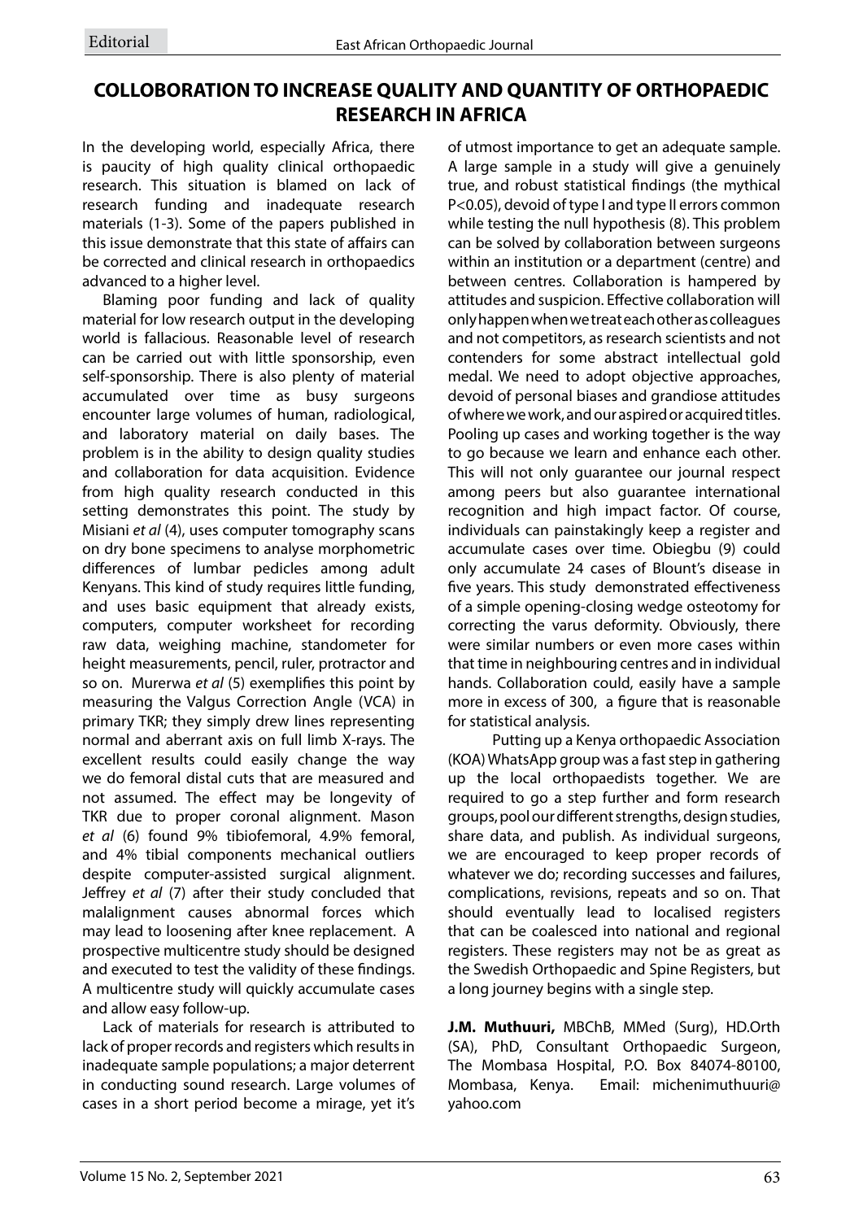Editorial

# COLLOBORATION TO INCREASE QUALITY AND QUANTITY OF ORTHOPAEDIC RESEARCH IN AFRICA

In the developing world, especially Africa, there is paucity of high quality clinical orthopaedic research. This situation is blamed on lack of research funding and inadequate research materials (1-3). Some of the papers published in this issue demonstrate that this state of affairs can be corrected and clinical research in orthopaedics advanced to a higher level.

Blaming poor funding and lack of quality material for low research output in the developing world is fallacious. Reasonable level of research can be carried out with little sponsorship, even self-sponsorship. There is also plenty of material accumulated over time as busy surgeons encounter large volumes of human, radiological, and laboratory material on daily bases. The problem is in the ability to design quality studies and collaboration for data acquisition. Evidence from high quality research conducted in this setting demonstrates this point. The study by Misiani *et al* (4), uses computer tomography scans on dry bone specimens to analyse morphometric differences of lumbar pedicles among adult Kenyans. This kind of study requires little funding, and uses basic equipment that already exists, computers, computer worksheet for recording raw data, weighing machine, standometer for height measurements, pencil, ruler, protractor and so on. Murerwa *et al* (5) exemplifies this point by measuring the Valgus Correction Angle (VCA) in primary TKR; they simply drew lines representing normal and aberrant axis on full limb X-rays. The excellent results could easily change the way we do femoral distal cuts that are measured and not assumed. The effect may be longevity of TKR due to proper coronal alignment. Mason *et al* (6) found 9% tibiofemoral, 4.9% femoral, and 4% tibial components mechanical outliers despite computer-assisted surgical alignment. Jeffrey *et al* (7) after their study concluded that malalignment causes abnormal forces which may lead to loosening after knee replacement. A prospective multicentre study should be designed and executed to test the validity of these findings. A multicentre study will quickly accumulate cases and allow easy follow-up.

Lack of materials for research is attributed to lack of proper records and registers which results in inadequate sample populations; a major deterrent in conducting sound research. Large volumes of cases in a short period become a mirage, yet it's of utmost importance to get an adequate sample. A large sample in a study will give a genuinely true, and robust statistical findings (the mythical $P<0.05$), devoid of type I and type II errors common while testing the null hypothesis (8). This problem can be solved by collaboration between surgeons within an institution or a department (centre) and between centres. Collaboration is hampered by attitudes and suspicion. Effective collaboration will only happen when we treat each other as colleagues and not competitors, as research scientists and not contenders for some abstract intellectual gold medal. We need to adopt objective approaches, devoid of personal biases and grandiose attitudes of where we work, and our aspired or acquired titles. Pooling up cases and working together is the way to go because we learn and enhance each other. This will not only guarantee our journal respect among peers but also guarantee international recognition and high impact factor. Of course, individuals can painstakingly keep a register and accumulate cases over time. Obiegbu (9) could only accumulate 24 cases of Blount's disease in five years. This study demonstrated effectiveness of a simple opening-closing wedge osteotomy for correcting the varus deformity. Obviously, there were similar numbers or even more cases within that time in neighbouring centres and in individual hands. Collaboration could, easily have a sample more in excess of 300, a figure that is reasonable for statistical analysis.

Putting up a Kenya orthopaedic Association (KOA) WhatsApp group was a fast step in gathering up the local orthopaedists together. We are required to go a step further and form research groups, pool our different strengths, design studies, share data, and publish. As individual surgeons, we are encouraged to keep proper records of whatever we do; recording successes and failures, complications, revisions, repeats and so on. That should eventually lead to localised registers that can be coalesced into national and regional registers. These registers may not be as great as the Swedish Orthopaedic and Spine Registers, but a long journey begins with a single step.

**J.M. Muthuuri,** MBChB, MMed (Surg), HD.Orth (SA), PhD, Consultant Orthopaedic Surgeon, The Mombasa Hospital, P.O. Box 84074-80100, Mombasa, Kenya. Email: michenimuthuuri@yahoo.com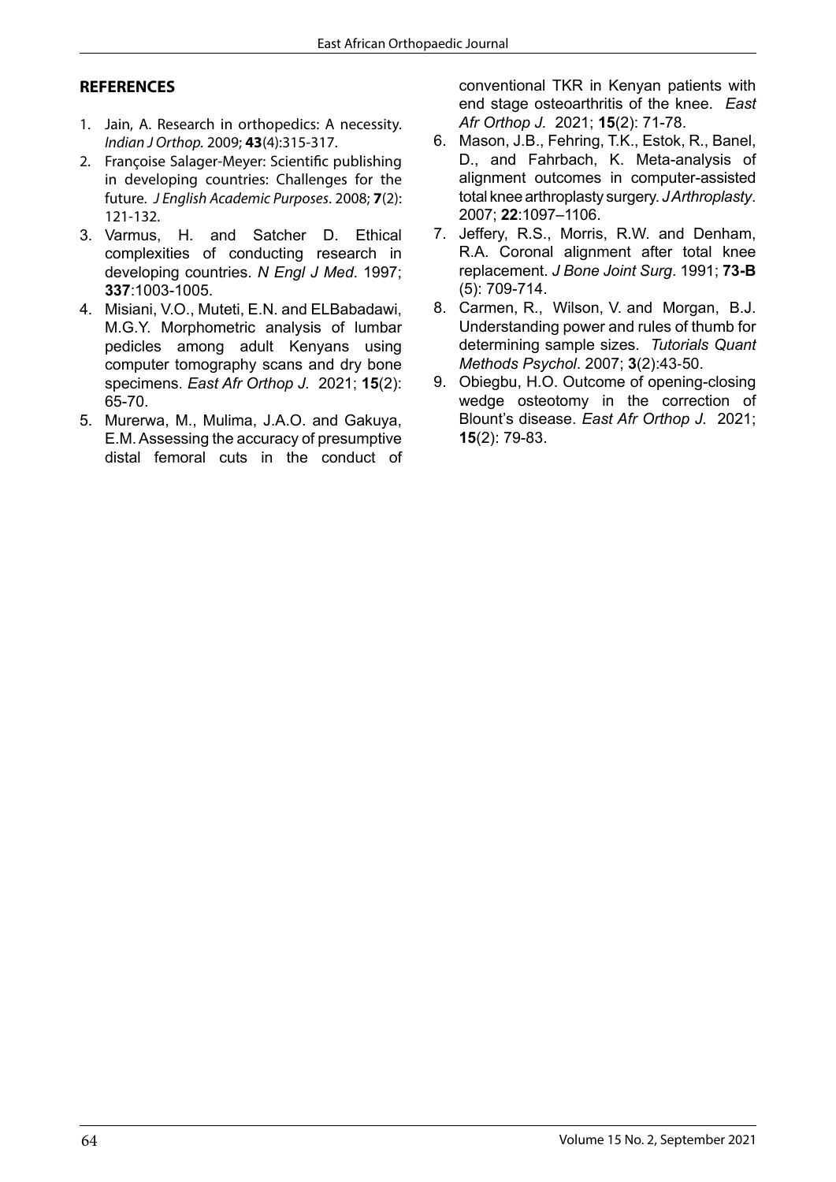## REFERENCES

1. Jain, A. Research in orthopedics: A necessity. *Indian J Orthop.* 2009; **43**(4):315-317.
2. Françoise Salager-Meyer: Scientific publishing in developing countries: Challenges for the future. *J English Academic Purposes*. 2008; **7**(2): 121-132.
3. Varmus, H. and Satcher D. Ethical complexities of conducting research in developing countries. *N Engl J Med*. 1997; **337**:1003-1005.
4. Misiani, V.O., Muteti, E.N. and ELBabadawi, M.G.Y. Morphometric analysis of lumbar pedicles among adult Kenyans using computer tomography scans and dry bone specimens. *East Afr Orthop J.* 2021; **15**(2): 65-70.
5. Murerwa, M., Mulima, J.A.O. and Gakuya, E.M. Assessing the accuracy of presumptive distal femoral cuts in the conduct of conventional TKR in Kenyan patients with end stage osteoarthritis of the knee. *East Afr Orthop J.* 2021; **15**(2): 71-78.
6. Mason, J.B., Fehring, T.K., Estok, R., Banel, D., and Fahrbach, K. Meta-analysis of alignment outcomes in computer-assisted total knee arthroplasty surgery. *J Arthroplasty*. 2007; **22**:1097–1106.
7. Jeffery, R.S., Morris, R.W. and Denham, R.A. Coronal alignment after total knee replacement. *J Bone Joint Surg*. 1991; **73-B** (5): 709-714.
8. Carmen, R., Wilson, V. and Morgan, B.J. Understanding power and rules of thumb for determining sample sizes. *Tutorials Quant Methods Psychol*. 2007; **3**(2):43-50.
9. Obiegbu, H.O. Outcome of opening-closing wedge osteotomy in the correction of Blount's disease. *East Afr Orthop J.* 2021; **15**(2): 79-83.